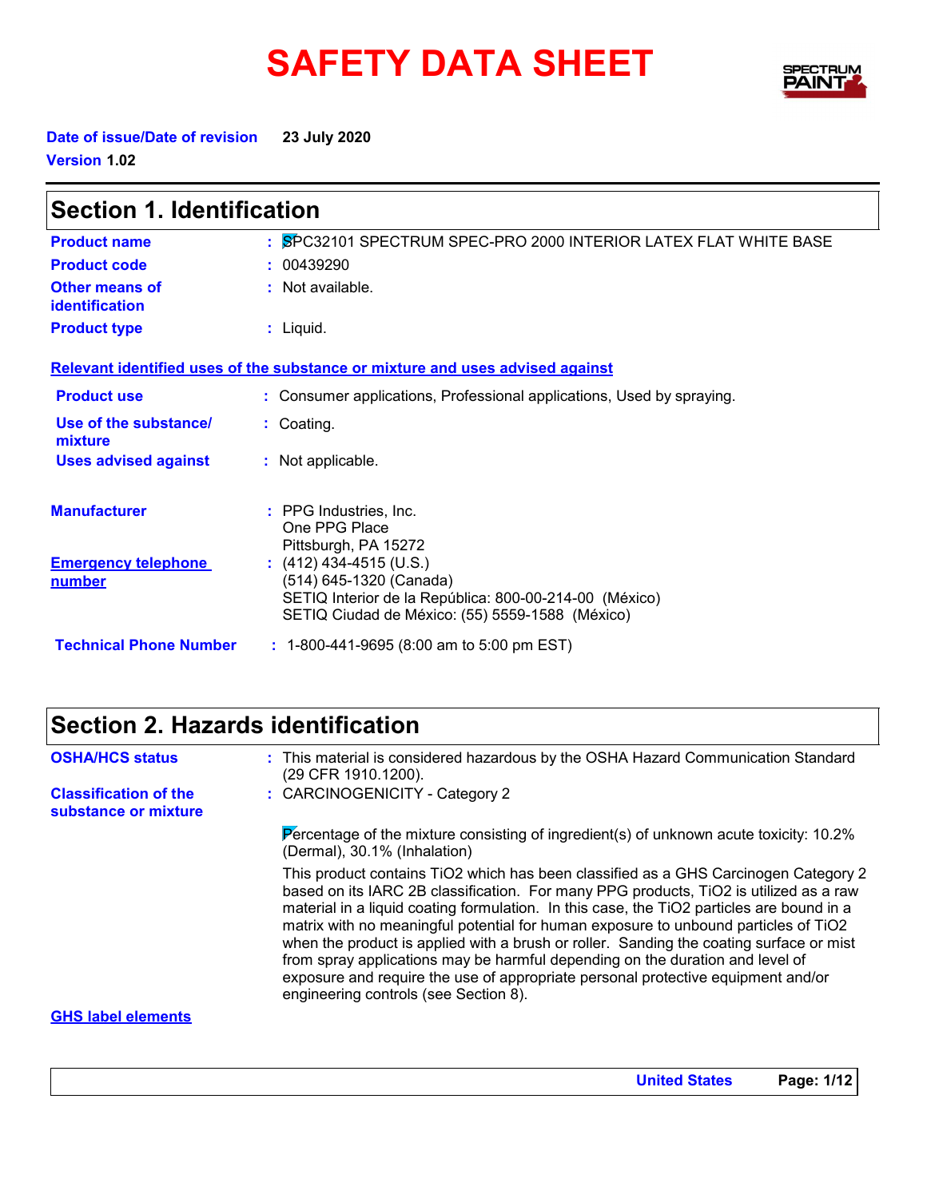# SAFETY DATA SHEET

**Date of issue/Date of revision** 23 July 2020

**Version** 1.02

## Section 1. Identification

| | |
|---|---|
| **Product name** | : SPC32101 SPECTRUM SPEC-PRO 2000 INTERIOR LATEX FLAT WHITE BASE |
| **Product code** | : 00439290 |
| **Other means of identification** | : Not available. |
| **Product type** | : Liquid. |

**Relevant identified uses of the substance or mixture and uses advised against**

| | |
|---|---|
| **Product use** | : Consumer applications, Professional applications, Used by spraying. |
| **Use of the substance/ mixture** | : Coating. |
| **Uses advised against** | : Not applicable. |

| | |
|---|---|
| **Manufacturer** | : PPG Industries, Inc.<br>One PPG Place<br>Pittsburgh, PA 15272 |
| **Emergency telephone number** | : (412) 434-4515 (U.S.)<br>(514) 645-1320 (Canada)<br>SETIQ Interior de la República: 800-00-214-00 (México)<br>SETIQ Ciudad de México: (55) 5559-1588 (México) |
| **Technical Phone Number** | : 1-800-441-9695 (8:00 am to 5:00 pm EST) |

## Section 2. Hazards identification

| | |
|---|---|
| **OSHA/HCS status** | : This material is considered hazardous by the OSHA Hazard Communication Standard (29 CFR 1910.1200). |
| **Classification of the substance or mixture** | : CARCINOGENICITY - Category 2 |

Percentage of the mixture consisting of ingredient(s) of unknown acute toxicity: 10.2% (Dermal), 30.1% (Inhalation)

This product contains $TiO_2$ which has been classified as a GHS Carcinogen Category 2 based on its IARC 2B classification. For many PPG products, $TiO_2$ is utilized as a raw material in a liquid coating formulation. In this case, the $TiO_2$ particles are bound in a matrix with no meaningful potential for human exposure to unbound particles of $TiO_2$ when the product is applied with a brush or roller. Sanding the coating surface or mist from spray applications may be harmful depending on the duration and level of exposure and require the use of appropriate personal protective equipment and/or engineering controls (see Section 8).

**GHS label elements**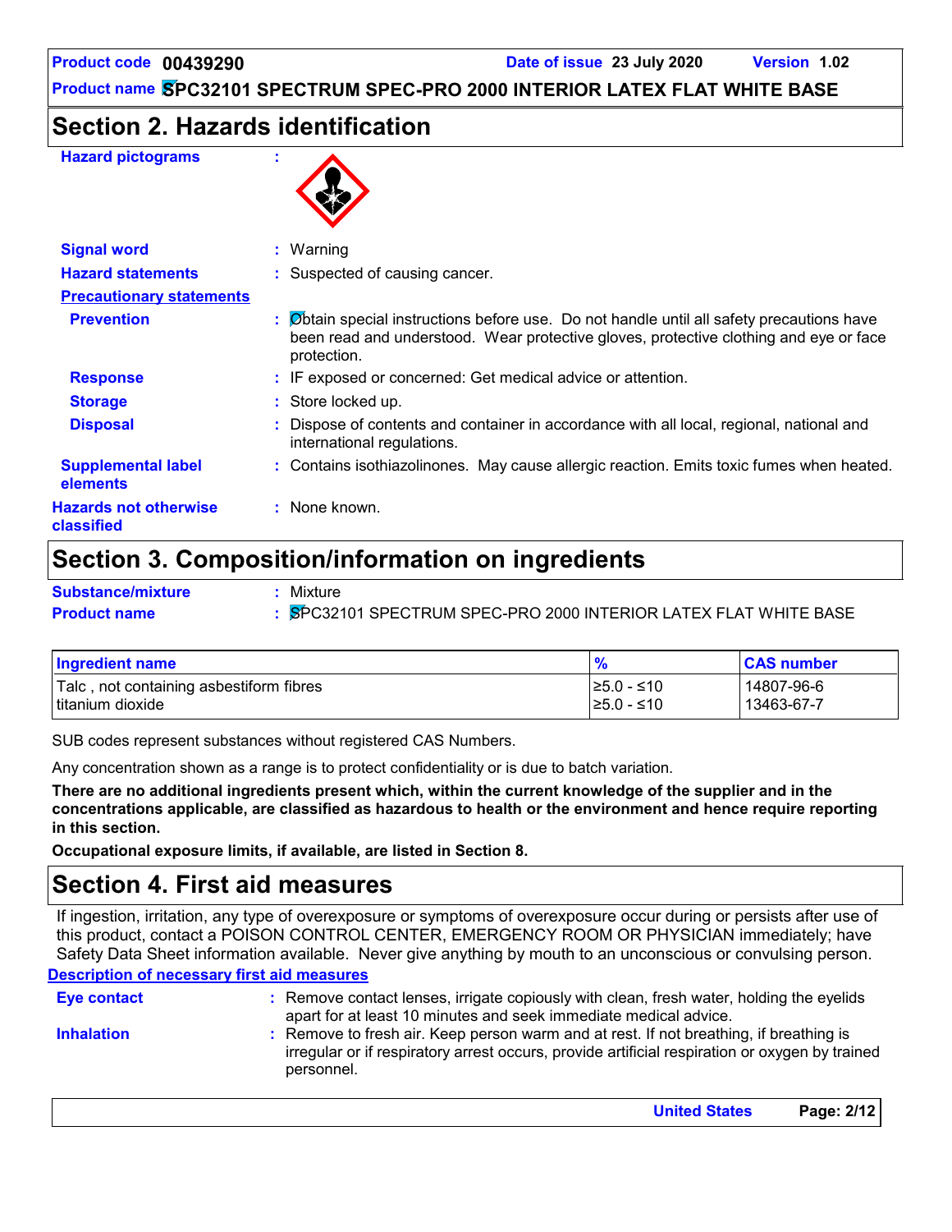## Section 2. Hazards identification

**Hazard pictograms** :

**Signal word** : Warning

**Hazard statements** : Suspected of causing cancer.

**Precautionary statements**

**Prevention** : Obtain special instructions before use. Do not handle until all safety precautions have been read and understood. Wear protective gloves, protective clothing and eye or face protection.

**Response** : IF exposed or concerned: Get medical advice or attention.

**Storage** : Store locked up.

**Disposal** : Dispose of contents and container in accordance with all local, regional, national and international regulations.

**Supplemental label elements** : Contains isothiazolinones. May cause allergic reaction. Emits toxic fumes when heated.

**Hazards not otherwise classified** : None known.

## Section 3. Composition/information on ingredients

**Substance/mixture** : Mixture

**Product name** : SPC32101 SPECTRUM SPEC-PRO 2000 INTERIOR LATEX FLAT WHITE BASE

| Ingredient name | % | CAS number |
|---|---|---|
| Talc , not containing asbestiform fibres | ≥5.0 - ≤10 | 14807-96-6 |
| titanium dioxide | ≥5.0 - ≤10 | 13463-67-7 |

SUB codes represent substances without registered CAS Numbers.

Any concentration shown as a range is to protect confidentiality or is due to batch variation.

**There are no additional ingredients present which, within the current knowledge of the supplier and in the concentrations applicable, are classified as hazardous to health or the environment and hence require reporting in this section.**

**Occupational exposure limits, if available, are listed in Section 8.**

## Section 4. First aid measures

If ingestion, irritation, any type of overexposure or symptoms of overexposure occur during or persists after use of this product, contact a POISON CONTROL CENTER, EMERGENCY ROOM OR PHYSICIAN immediately; have Safety Data Sheet information available. Never give anything by mouth to an unconscious or convulsing person.

**Description of necessary first aid measures**

**Eye contact** : Remove contact lenses, irrigate copiously with clean, fresh water, holding the eyelids apart for at least 10 minutes and seek immediate medical advice.

**Inhalation** : Remove to fresh air. Keep person warm and at rest. If not breathing, if breathing is irregular or if respiratory arrest occurs, provide artificial respiration or oxygen by trained personnel.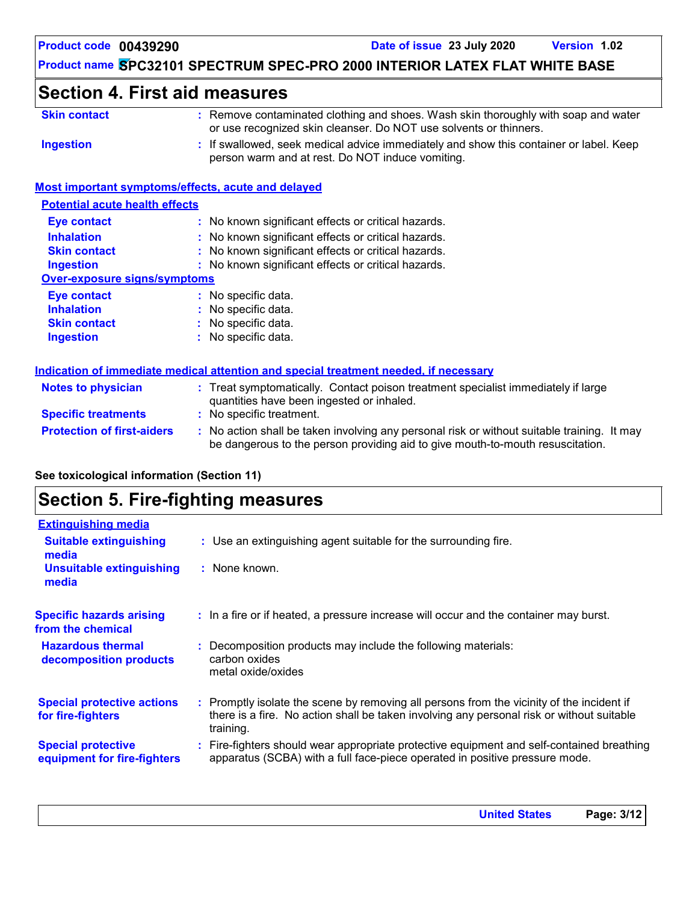## Section 4. First aid measures

**Skin contact** : Remove contaminated clothing and shoes. Wash skin thoroughly with soap and water or use recognized skin cleanser. Do NOT use solvents or thinners.

**Ingestion** : If swallowed, seek medical advice immediately and show this container or label. Keep person warm and at rest. Do NOT induce vomiting.

### Most important symptoms/effects, acute and delayed

**Potential acute health effects**

**Eye contact** : No known significant effects or critical hazards.

**Inhalation** : No known significant effects or critical hazards.

**Skin contact** : No known significant effects or critical hazards.

**Ingestion** : No known significant effects or critical hazards.

**Over-exposure signs/symptoms**

**Eye contact** : No specific data.

**Inhalation** : No specific data.

**Skin contact** : No specific data.

**Ingestion** : No specific data.

### Indication of immediate medical attention and special treatment needed, if necessary

**Notes to physician** : Treat symptomatically. Contact poison treatment specialist immediately if large quantities have been ingested or inhaled.

**Specific treatments** : No specific treatment.

**Protection of first-aiders** : No action shall be taken involving any personal risk or without suitable training. It may be dangerous to the person providing aid to give mouth-to-mouth resuscitation.

**See toxicological information (Section 11)**

## Section 5. Fire-fighting measures

### Extinguishing media

**Suitable extinguishing media** : Use an extinguishing agent suitable for the surrounding fire.

**Unsuitable extinguishing media** : None known.

**Specific hazards arising from the chemical** : In a fire or if heated, a pressure increase will occur and the container may burst.

**Hazardous thermal decomposition products** : Decomposition products may include the following materials:
carbon oxides
metal oxide/oxides

**Special protective actions for fire-fighters** : Promptly isolate the scene by removing all persons from the vicinity of the incident if there is a fire. No action shall be taken involving any personal risk or without suitable training.

**Special protective equipment for fire-fighters** : Fire-fighters should wear appropriate protective equipment and self-contained breathing apparatus (SCBA) with a full face-piece operated in positive pressure mode.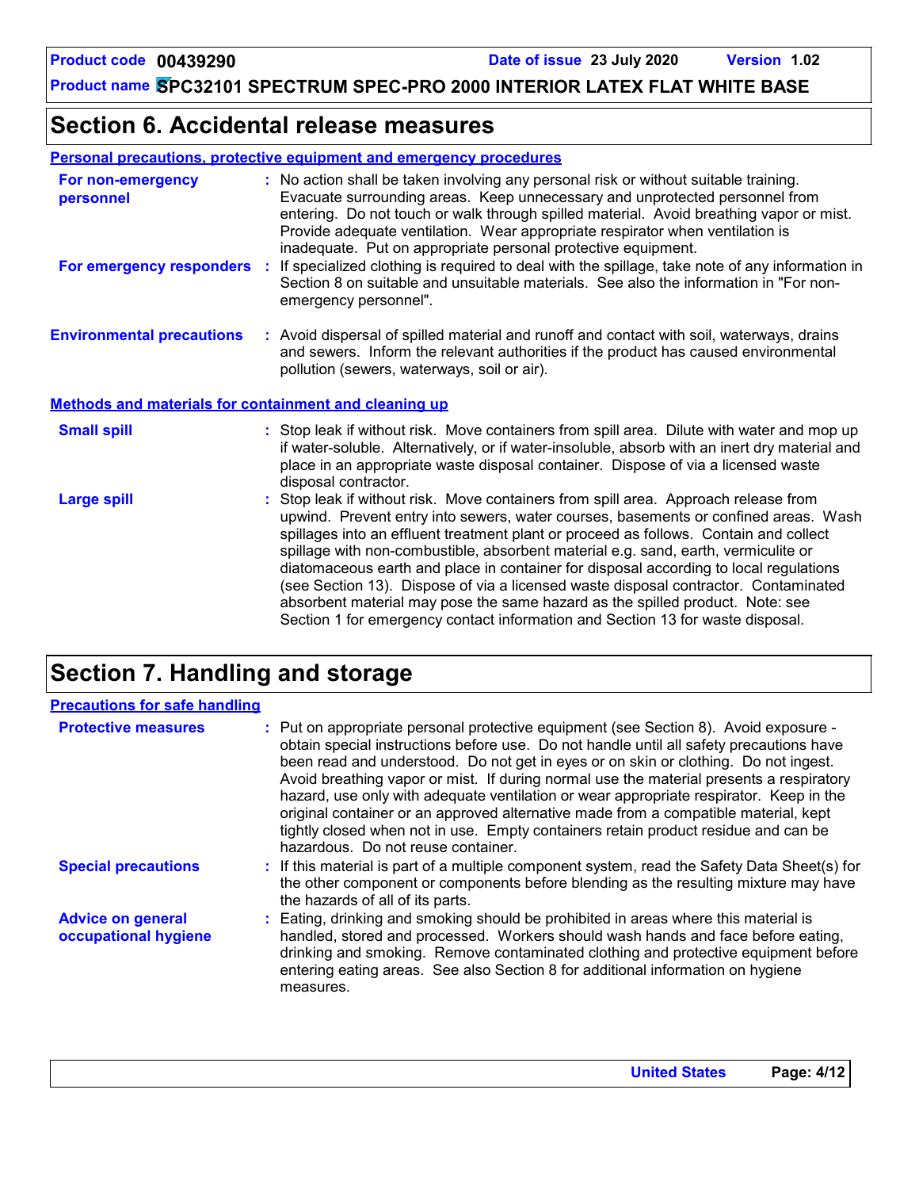# Section 6. Accidental release measures

### Personal precautions, protective equipment and emergency procedures

**For non-emergency personnel** : No action shall be taken involving any personal risk or without suitable training. Evacuate surrounding areas. Keep unnecessary and unprotected personnel from entering. Do not touch or walk through spilled material. Avoid breathing vapor or mist. Provide adequate ventilation. Wear appropriate respirator when ventilation is inadequate. Put on appropriate personal protective equipment.

**For emergency responders** : If specialized clothing is required to deal with the spillage, take note of any information in Section 8 on suitable and unsuitable materials. See also the information in "For non-emergency personnel".

**Environmental precautions** : Avoid dispersal of spilled material and runoff and contact with soil, waterways, drains and sewers. Inform the relevant authorities if the product has caused environmental pollution (sewers, waterways, soil or air).

### Methods and materials for containment and cleaning up

**Small spill** : Stop leak if without risk. Move containers from spill area. Dilute with water and mop up if water-soluble. Alternatively, or if water-insoluble, absorb with an inert dry material and place in an appropriate waste disposal container. Dispose of via a licensed waste disposal contractor.

**Large spill** : Stop leak if without risk. Move containers from spill area. Approach release from upwind. Prevent entry into sewers, water courses, basements or confined areas. Wash spillages into an effluent treatment plant or proceed as follows. Contain and collect spillage with non-combustible, absorbent material e.g. sand, earth, vermiculite or diatomaceous earth and place in container for disposal according to local regulations (see Section 13). Dispose of via a licensed waste disposal contractor. Contaminated absorbent material may pose the same hazard as the spilled product. Note: see Section 1 for emergency contact information and Section 13 for waste disposal.

# Section 7. Handling and storage

### Precautions for safe handling

**Protective measures** : Put on appropriate personal protective equipment (see Section 8). Avoid exposure - obtain special instructions before use. Do not handle until all safety precautions have been read and understood. Do not get in eyes or on skin or clothing. Do not ingest. Avoid breathing vapor or mist. If during normal use the material presents a respiratory hazard, use only with adequate ventilation or wear appropriate respirator. Keep in the original container or an approved alternative made from a compatible material, kept tightly closed when not in use. Empty containers retain product residue and can be hazardous. Do not reuse container.

**Special precautions** : If this material is part of a multiple component system, read the Safety Data Sheet(s) for the other component or components before blending as the resulting mixture may have the hazards of all of its parts.

**Advice on general occupational hygiene** : Eating, drinking and smoking should be prohibited in areas where this material is handled, stored and processed. Workers should wash hands and face before eating, drinking and smoking. Remove contaminated clothing and protective equipment before entering eating areas. See also Section 8 for additional information on hygiene measures.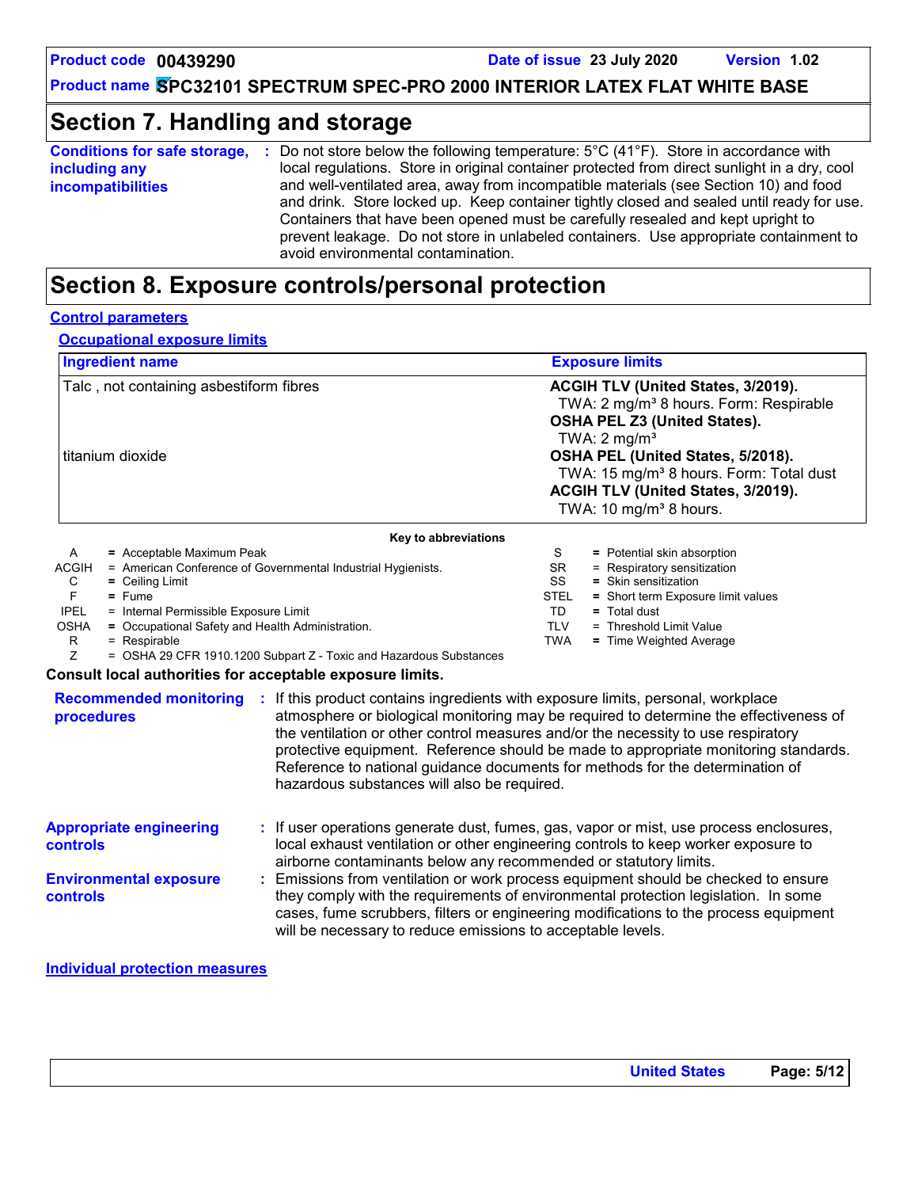# Section 7. Handling and storage

**Conditions for safe storage, including any incompatibilities** : Do not store below the following temperature: 5°C (41°F). Store in accordance with local regulations. Store in original container protected from direct sunlight in a dry, cool and well-ventilated area, away from incompatible materials (see Section 10) and food and drink. Store locked up. Keep container tightly closed and sealed until ready for use. Containers that have been opened must be carefully resealed and kept upright to prevent leakage. Do not store in unlabeled containers. Use appropriate containment to avoid environmental contamination.

# Section 8. Exposure controls/personal protection

## Control parameters

### Occupational exposure limits

| Ingredient name | Exposure limits |
|---|---|
| Talc , not containing asbestiform fibres | **ACGIH TLV (United States, 3/2019).** TWA: 2 mg/m³ 8 hours. Form: Respirable **OSHA PEL Z3 (United States).** TWA: 2 mg/m³ |
| titanium dioxide | **OSHA PEL (United States, 5/2018).** TWA: 15 mg/m³ 8 hours. Form: Total dust **ACGIH TLV (United States, 3/2019).** TWA: 10 mg/m³ 8 hours. |

**Key to abbreviations**

| | | | |
|---|---|---|---|
| A | = Acceptable Maximum Peak | S | = Potential skin absorption |
| ACGIH | = American Conference of Governmental Industrial Hygienists. | SR | = Respiratory sensitization |
| C | = Ceiling Limit | SS | = Skin sensitization |
| F | = Fume | STEL | = Short term Exposure limit values |
| IPEL | = Internal Permissible Exposure Limit | TD | = Total dust |
| OSHA | = Occupational Safety and Health Administration. | TLV | = Threshold Limit Value |
| R | = Respirable | TWA | = Time Weighted Average |
| Z | = OSHA 29 CFR 1910.1200 Subpart Z - Toxic and Hazardous Substances | | |

**Consult local authorities for acceptable exposure limits.**

**Recommended monitoring procedures** : If this product contains ingredients with exposure limits, personal, workplace atmosphere or biological monitoring may be required to determine the effectiveness of the ventilation or other control measures and/or the necessity to use respiratory protective equipment. Reference should be made to appropriate monitoring standards. Reference to national guidance documents for methods for the determination of hazardous substances will also be required.

**Appropriate engineering controls** : If user operations generate dust, fumes, gas, vapor or mist, use process enclosures, local exhaust ventilation or other engineering controls to keep worker exposure to airborne contaminants below any recommended or statutory limits.

**Environmental exposure controls** : Emissions from ventilation or work process equipment should be checked to ensure they comply with the requirements of environmental protection legislation. In some cases, fume scrubbers, filters or engineering modifications to the process equipment will be necessary to reduce emissions to acceptable levels.

## Individual protection measures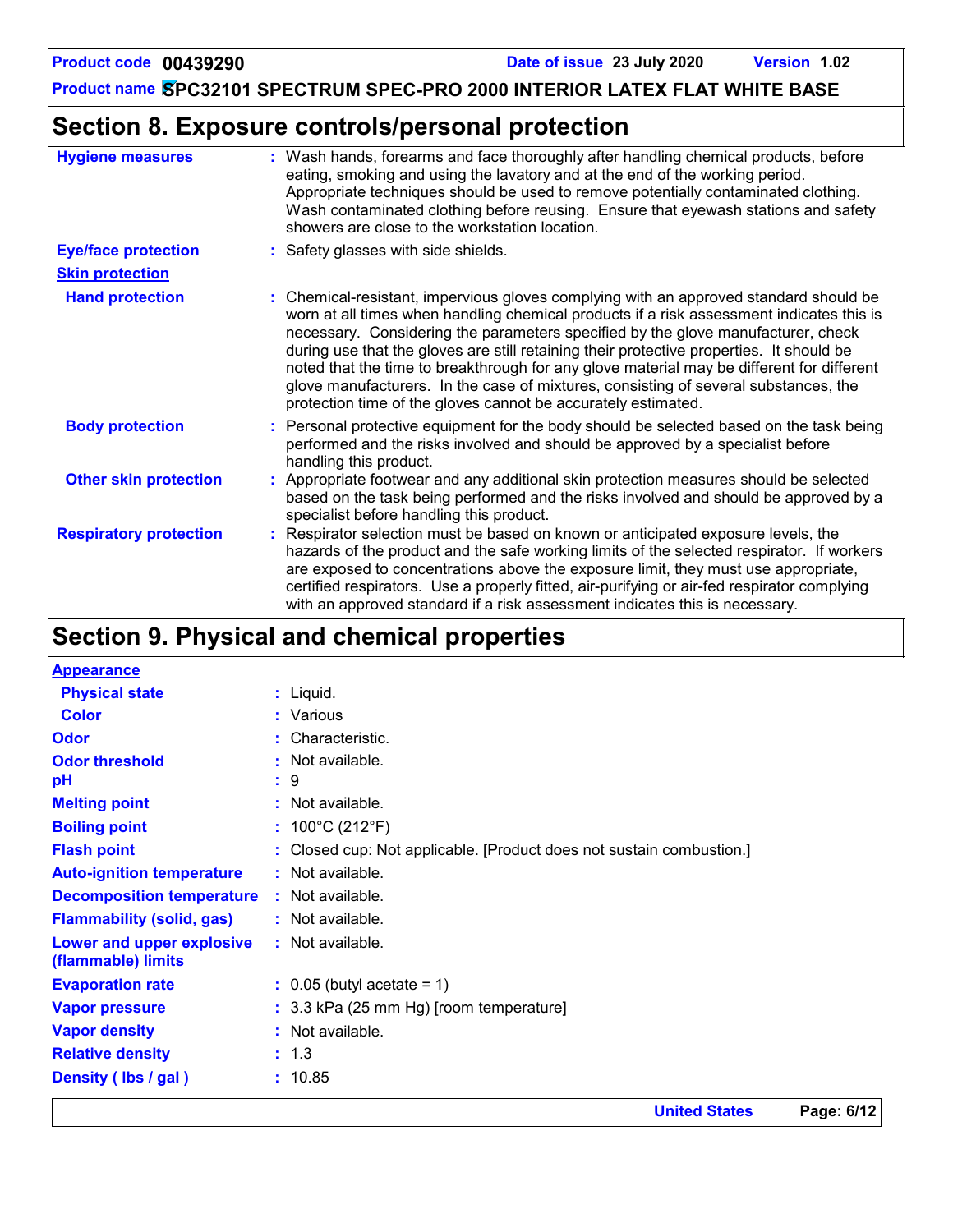## Section 8. Exposure controls/personal protection

**Hygiene measures** : Wash hands, forearms and face thoroughly after handling chemical products, before eating, smoking and using the lavatory and at the end of the working period. Appropriate techniques should be used to remove potentially contaminated clothing. Wash contaminated clothing before reusing. Ensure that eyewash stations and safety showers are close to the workstation location.

**Eye/face protection** : Safety glasses with side shields.

**Skin protection**

**Hand protection** : Chemical-resistant, impervious gloves complying with an approved standard should be worn at all times when handling chemical products if a risk assessment indicates this is necessary. Considering the parameters specified by the glove manufacturer, check during use that the gloves are still retaining their protective properties. It should be noted that the time to breakthrough for any glove material may be different for different glove manufacturers. In the case of mixtures, consisting of several substances, the protection time of the gloves cannot be accurately estimated.

**Body protection** : Personal protective equipment for the body should be selected based on the task being performed and the risks involved and should be approved by a specialist before handling this product.

**Other skin protection** : Appropriate footwear and any additional skin protection measures should be selected based on the task being performed and the risks involved and should be approved by a specialist before handling this product.

**Respiratory protection** : Respirator selection must be based on known or anticipated exposure levels, the hazards of the product and the safe working limits of the selected respirator. If workers are exposed to concentrations above the exposure limit, they must use appropriate, certified respirators. Use a properly fitted, air-purifying or air-fed respirator complying with an approved standard if a risk assessment indicates this is necessary.

## Section 9. Physical and chemical properties

**Appearance**

| | |
|---|---|
| **Physical state** | : Liquid. |
| **Color** | : Various |
| **Odor** | : Characteristic. |
| **Odor threshold** | : Not available. |
| **pH** | : 9 |
| **Melting point** | : Not available. |
| **Boiling point** | : 100°C (212°F) |
| **Flash point** | : Closed cup: Not applicable. [Product does not sustain combustion.] |
| **Auto-ignition temperature** | : Not available. |
| **Decomposition temperature** | : Not available. |
| **Flammability (solid, gas)** | : Not available. |
| **Lower and upper explosive (flammable) limits** | : Not available. |
| **Evaporation rate** | : 0.05 (butyl acetate = 1) |
| **Vapor pressure** | : 3.3 kPa (25 mm Hg) [room temperature] |
| **Vapor density** | : Not available. |
| **Relative density** | : 1.3 |
| **Density ( lbs / gal )** | : 10.85 |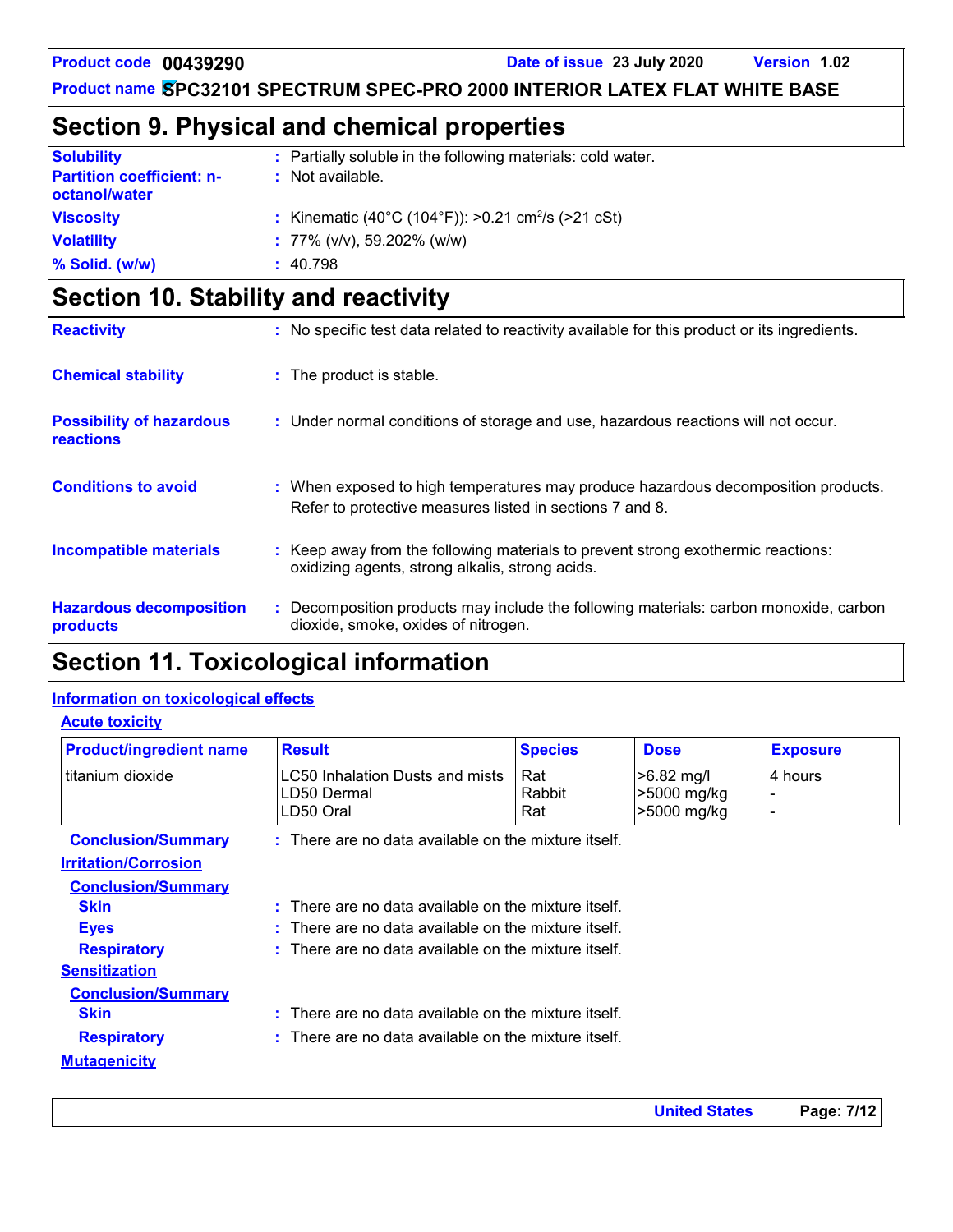## Section 9. Physical and chemical properties

**Solubility** : Partially soluble in the following materials: cold water.

**Partition coefficient: n-octanol/water** : Not available.

**Viscosity** : Kinematic (40°C (104°F)): >0.21 $cm^2/s$ (>21 cSt)

**Volatility** : 77% (v/v), 59.202% (w/w)

**% Solid. (w/w)** : 40.798

## Section 10. Stability and reactivity

**Reactivity** : No specific test data related to reactivity available for this product or its ingredients.

**Chemical stability** : The product is stable.

**Possibility of hazardous reactions** : Under normal conditions of storage and use, hazardous reactions will not occur.

**Conditions to avoid** : When exposed to high temperatures may produce hazardous decomposition products. Refer to protective measures listed in sections 7 and 8.

**Incompatible materials** : Keep away from the following materials to prevent strong exothermic reactions: oxidizing agents, strong alkalis, strong acids.

**Hazardous decomposition products** : Decomposition products may include the following materials: carbon monoxide, carbon dioxide, smoke, oxides of nitrogen.

## Section 11. Toxicological information

### Information on toxicological effects

#### Acute toxicity

| Product/ingredient name | Result | Species | Dose | Exposure |
|---|---|---|---|---|
| titanium dioxide | LC50 Inhalation Dusts and mists<br>LD50 Dermal<br>LD50 Oral | Rat<br>Rabbit<br>Rat | >6.82 mg/l<br>>5000 mg/kg<br>>5000 mg/kg | 4 hours<br>-<br>- |

**Conclusion/Summary** : There are no data available on the mixture itself.

#### Irritation/Corrosion

**Conclusion/Summary**

**Skin** : There are no data available on the mixture itself.

**Eyes** : There are no data available on the mixture itself.

**Respiratory** : There are no data available on the mixture itself.

#### Sensitization

**Conclusion/Summary**

**Skin** : There are no data available on the mixture itself.

**Respiratory** : There are no data available on the mixture itself.

#### Mutagenicity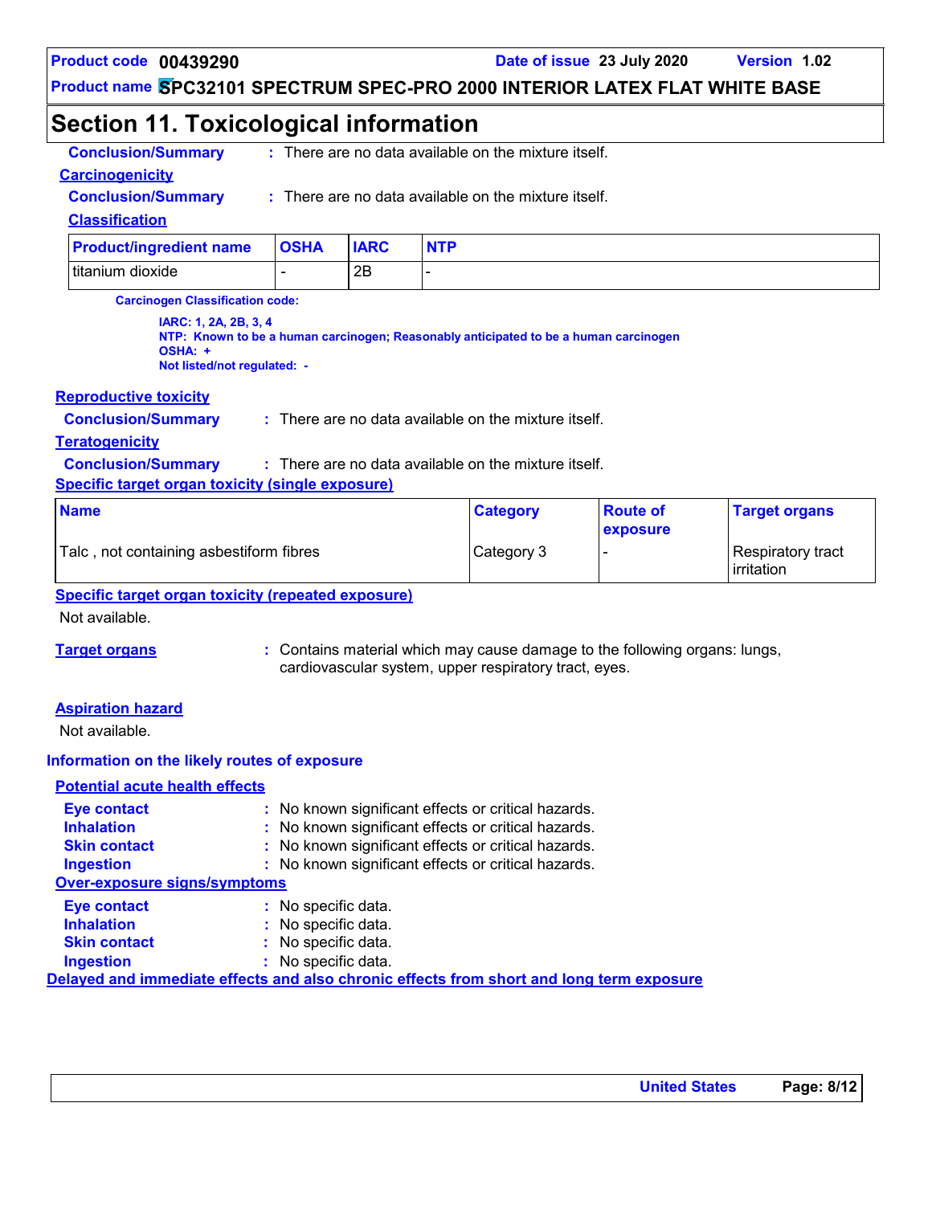## Section 11. Toxicological information

**Conclusion/Summary** : There are no data available on the mixture itself.

**Carcinogenicity**

**Conclusion/Summary** : There are no data available on the mixture itself.

**Classification**

| Product/ingredient name | OSHA | IARC | NTP |
|---|---|---|---|
| titanium dioxide | - | 2B | - |

**Carcinogen Classification code:**

**IARC: 1, 2A, 2B, 3, 4**
**NTP: Known to be a human carcinogen; Reasonably anticipated to be a human carcinogen**
**OSHA: +**
**Not listed/not regulated: -**

**Reproductive toxicity**

**Conclusion/Summary** : There are no data available on the mixture itself.

**Teratogenicity**

**Conclusion/Summary** : There are no data available on the mixture itself.

**Specific target organ toxicity (single exposure)**

| Name | Category | Route of exposure | Target organs |
|---|---|---|---|
| Talc , not containing asbestiform fibres | Category 3 | - | Respiratory tract irritation |

**Specific target organ toxicity (repeated exposure)**

Not available.

**Target organs** : Contains material which may cause damage to the following organs: lungs, cardiovascular system, upper respiratory tract, eyes.

**Aspiration hazard**

Not available.

**Information on the likely routes of exposure**

**Potential acute health effects**

**Eye contact** : No known significant effects or critical hazards.
**Inhalation** : No known significant effects or critical hazards.
**Skin contact** : No known significant effects or critical hazards.
**Ingestion** : No known significant effects or critical hazards.

**Over-exposure signs/symptoms**

**Eye contact** : No specific data.
**Inhalation** : No specific data.
**Skin contact** : No specific data.
**Ingestion** : No specific data.

**Delayed and immediate effects and also chronic effects from short and long term exposure**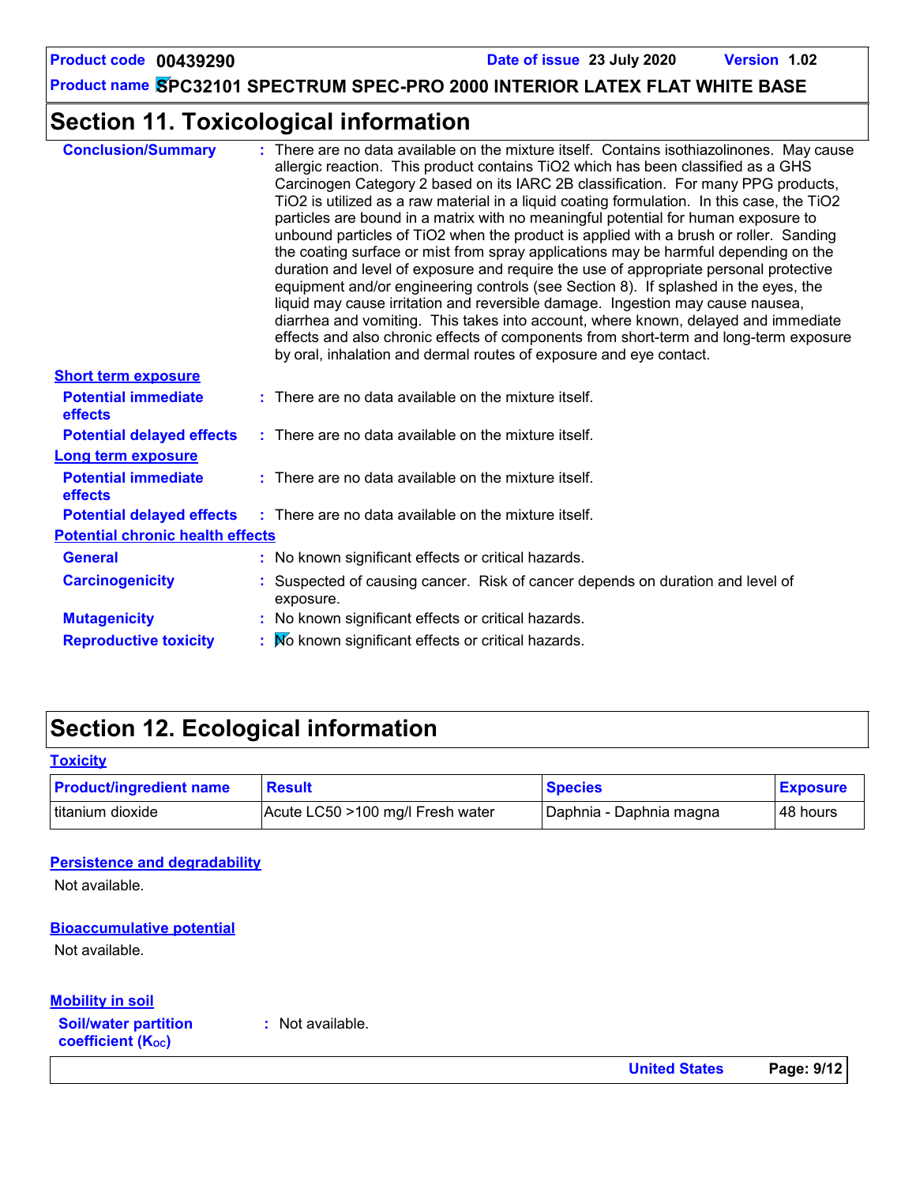## Section 11. Toxicological information

**Conclusion/Summary** : There are no data available on the mixture itself. Contains isothiazolinones. May cause allergic reaction. This product contains TiO2 which has been classified as a GHS Carcinogen Category 2 based on its IARC 2B classification. For many PPG products, TiO2 is utilized as a raw material in a liquid coating formulation. In this case, the TiO2 particles are bound in a matrix with no meaningful potential for human exposure to unbound particles of TiO2 when the product is applied with a brush or roller. Sanding the coating surface or mist from spray applications may be harmful depending on the duration and level of exposure and require the use of appropriate personal protective equipment and/or engineering controls (see Section 8). If splashed in the eyes, the liquid may cause irritation and reversible damage. Ingestion may cause nausea, diarrhea and vomiting. This takes into account, where known, delayed and immediate effects and also chronic effects of components from short-term and long-term exposure by oral, inhalation and dermal routes of exposure and eye contact.

**Short term exposure**

**Potential immediate effects** : There are no data available on the mixture itself.

**Potential delayed effects** : There are no data available on the mixture itself.

**Long term exposure**

**Potential immediate effects** : There are no data available on the mixture itself.

**Potential delayed effects** : There are no data available on the mixture itself.

**Potential chronic health effects**

**General** : No known significant effects or critical hazards.

**Carcinogenicity** : Suspected of causing cancer. Risk of cancer depends on duration and level of exposure.

**Mutagenicity** : No known significant effects or critical hazards.

**Reproductive toxicity** : No known significant effects or critical hazards.

## Section 12. Ecological information

**Toxicity**

| Product/ingredient name | Result | Species | Exposure |
|---|---|---|---|
| titanium dioxide | Acute LC50 >100 mg/l Fresh water | Daphnia - Daphnia magna | 48 hours |

**Persistence and degradability**

Not available.

**Bioaccumulative potential**

Not available.

**Mobility in soil**

**Soil/water partition coefficient ($K_{OC}$)** : Not available.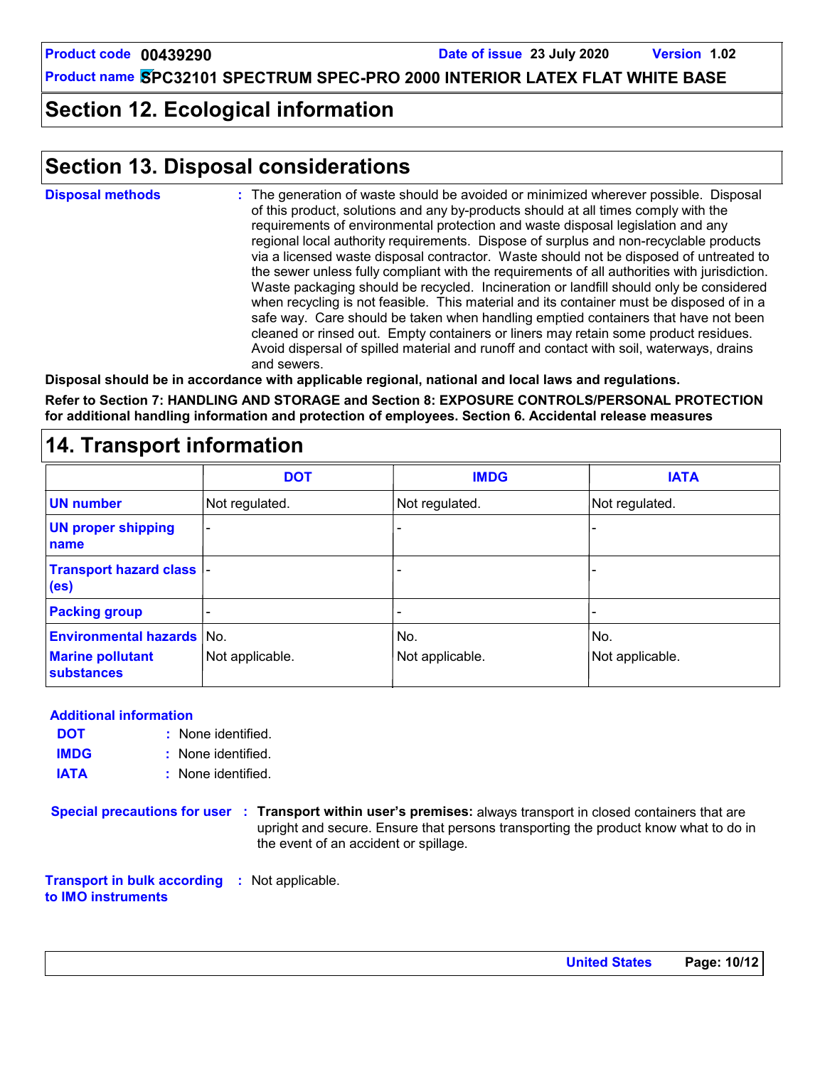## Section 12. Ecological information

## Section 13. Disposal considerations

**Disposal methods** : The generation of waste should be avoided or minimized wherever possible. Disposal of this product, solutions and any by-products should at all times comply with the requirements of environmental protection and waste disposal legislation and any regional local authority requirements. Dispose of surplus and non-recyclable products via a licensed waste disposal contractor. Waste should not be disposed of untreated to the sewer unless fully compliant with the requirements of all authorities with jurisdiction. Waste packaging should be recycled. Incineration or landfill should only be considered when recycling is not feasible. This material and its container must be disposed of in a safe way. Care should be taken when handling emptied containers that have not been cleaned or rinsed out. Empty containers or liners may retain some product residues. Avoid dispersal of spilled material and runoff and contact with soil, waterways, drains and sewers.

**Disposal should be in accordance with applicable regional, national and local laws and regulations.**

**Refer to Section 7: HANDLING AND STORAGE and Section 8: EXPOSURE CONTROLS/PERSONAL PROTECTION for additional handling information and protection of employees. Section 6. Accidental release measures**

## 14. Transport information

| | DOT | IMDG | IATA |
|---|---|---|---|
| **UN number** | Not regulated. | Not regulated. | Not regulated. |
| **UN proper shipping name** | - | - | - |
| **Transport hazard class (es)** | - | - | - |
| **Packing group** | - | - | - |
| **Environmental hazards** | No. | No. | No. |
| **Marine pollutant substances** | Not applicable. | Not applicable. | Not applicable. |

**Additional information**

**DOT** : None identified.

**IMDG** : None identified.

**IATA** : None identified.

**Special precautions for user** : **Transport within user's premises:** always transport in closed containers that are upright and secure. Ensure that persons transporting the product know what to do in the event of an accident or spillage.

**Transport in bulk according to IMO instruments** : Not applicable.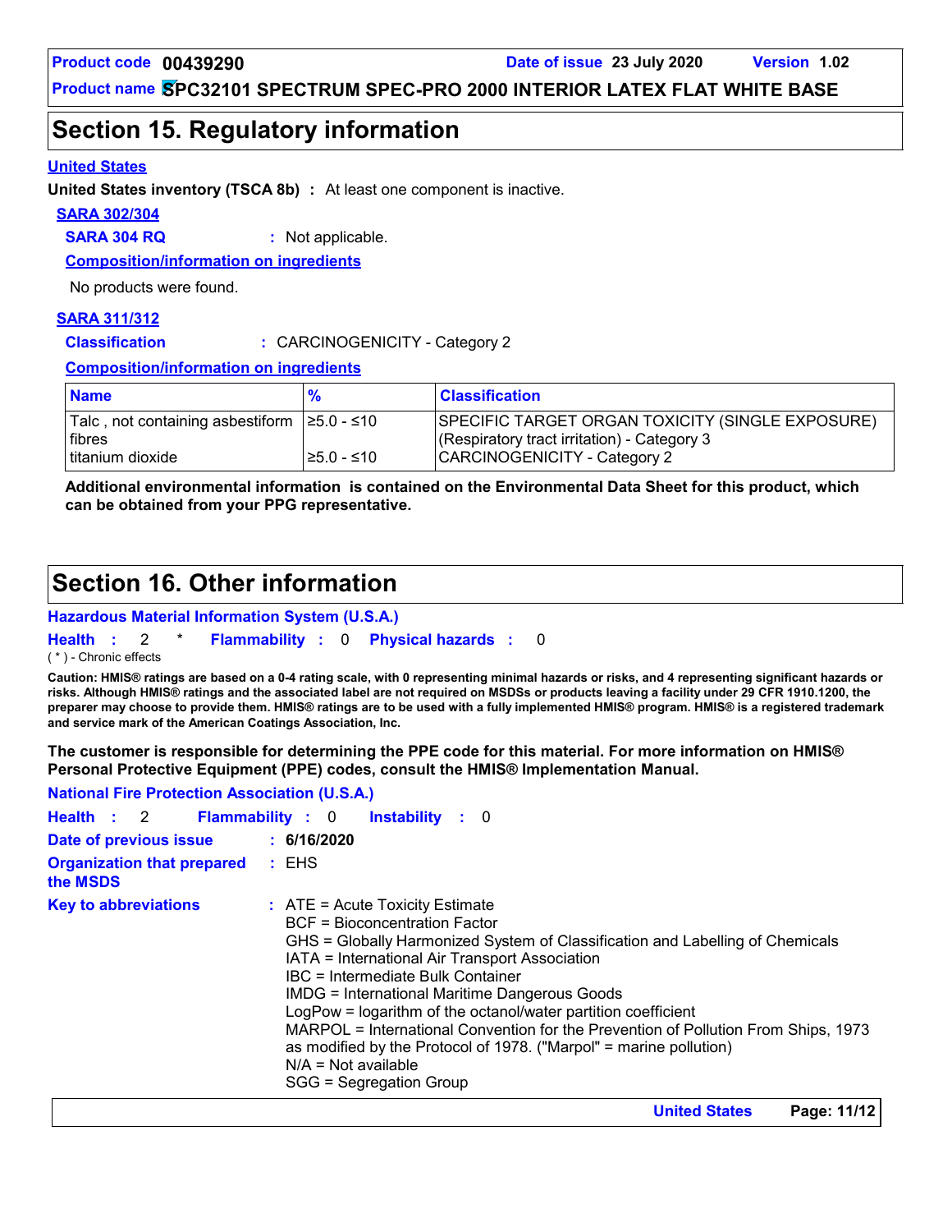# Section 15. Regulatory information

**United States**

**United States inventory (TSCA 8b)** : At least one component is inactive.

**SARA 302/304**

**SARA 304 RQ** : Not applicable.

**Composition/information on ingredients**

No products were found.

**SARA 311/312**

**Classification** : CARCINOGENICITY - Category 2

**Composition/information on ingredients**

| Name | % | Classification |
|---|---|---|
| Talc , not containing asbestiform fibres | ≥5.0 - ≤10 | SPECIFIC TARGET ORGAN TOXICITY (SINGLE EXPOSURE) (Respiratory tract irritation) - Category 3 |
| titanium dioxide | ≥5.0 - ≤10 | CARCINOGENICITY - Category 2 |

**Additional environmental information is contained on the Environmental Data Sheet for this product, which can be obtained from your PPG representative.**

# Section 16. Other information

**Hazardous Material Information System (U.S.A.)**

**Health** : 2 * **Flammability** : 0 **Physical hazards** : 0

( * ) - Chronic effects

**Caution: HMIS® ratings are based on a 0-4 rating scale, with 0 representing minimal hazards or risks, and 4 representing significant hazards or risks. Although HMIS® ratings and the associated label are not required on MSDSs or products leaving a facility under 29 CFR 1910.1200, the preparer may choose to provide them. HMIS® ratings are to be used with a fully implemented HMIS® program. HMIS® is a registered trademark and service mark of the American Coatings Association, Inc.**

**The customer is responsible for determining the PPE code for this material. For more information on HMIS® Personal Protective Equipment (PPE) codes, consult the HMIS® Implementation Manual.**

**National Fire Protection Association (U.S.A.)**

**Health** : 2 **Flammability** : 0 **Instability** : 0

**Date of previous issue** : **6/16/2020**

**Organization that prepared the MSDS** : EHS

**Key to abbreviations** : ATE = Acute Toxicity Estimate
BCF = Bioconcentration Factor
GHS = Globally Harmonized System of Classification and Labelling of Chemicals
IATA = International Air Transport Association
IBC = Intermediate Bulk Container
IMDG = International Maritime Dangerous Goods
LogPow = logarithm of the octanol/water partition coefficient
MARPOL = International Convention for the Prevention of Pollution From Ships, 1973 as modified by the Protocol of 1978. ("Marpol" = marine pollution)
N/A = Not available
SGG = Segregation Group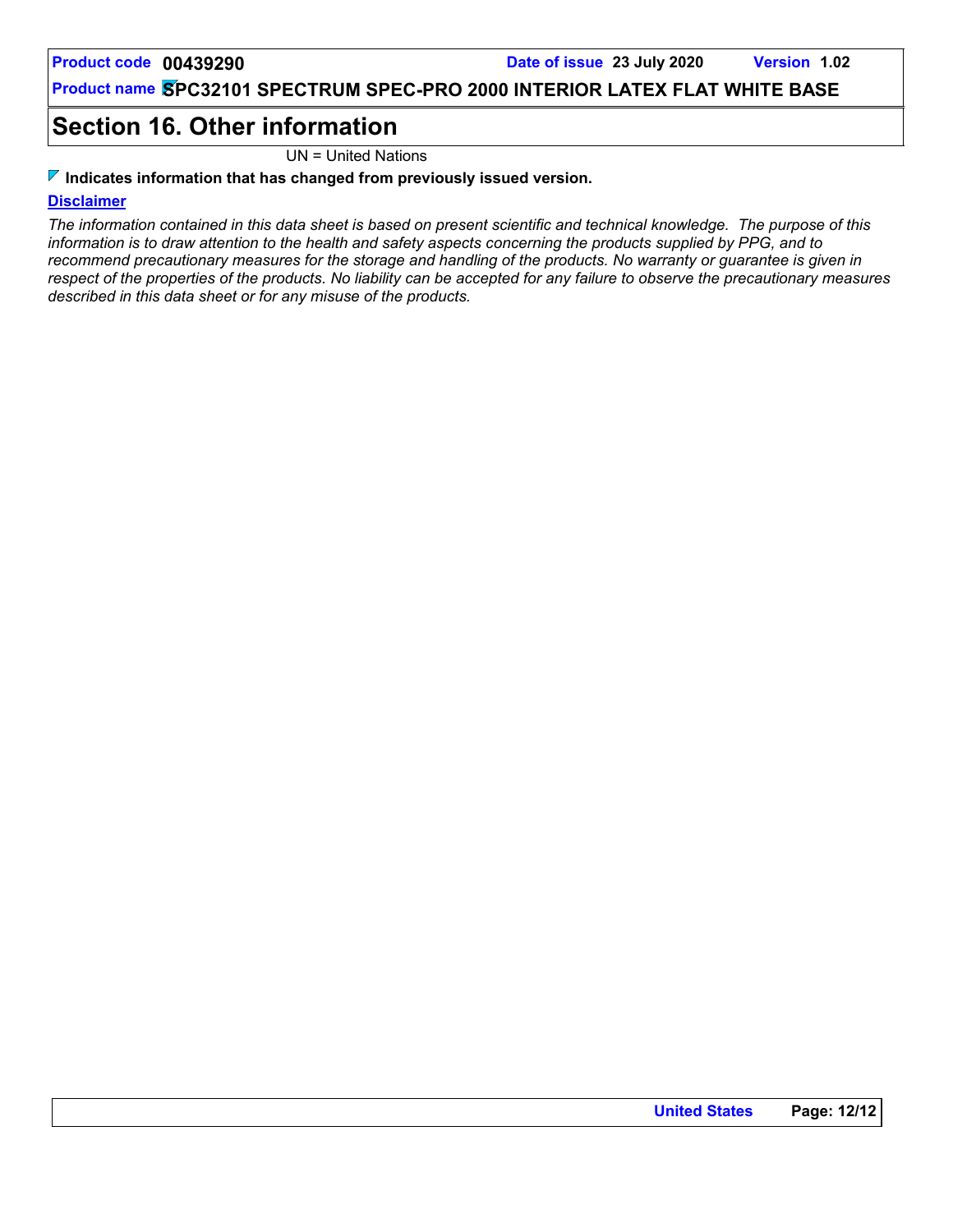## Section 16. Other information

UN = United Nations

**Indicates information that has changed from previously issued version.**

**Disclaimer**

*The information contained in this data sheet is based on present scientific and technical knowledge. The purpose of this information is to draw attention to the health and safety aspects concerning the products supplied by PPG, and to recommend precautionary measures for the storage and handling of the products. No warranty or guarantee is given in respect of the properties of the products. No liability can be accepted for any failure to observe the precautionary measures described in this data sheet or for any misuse of the products.*